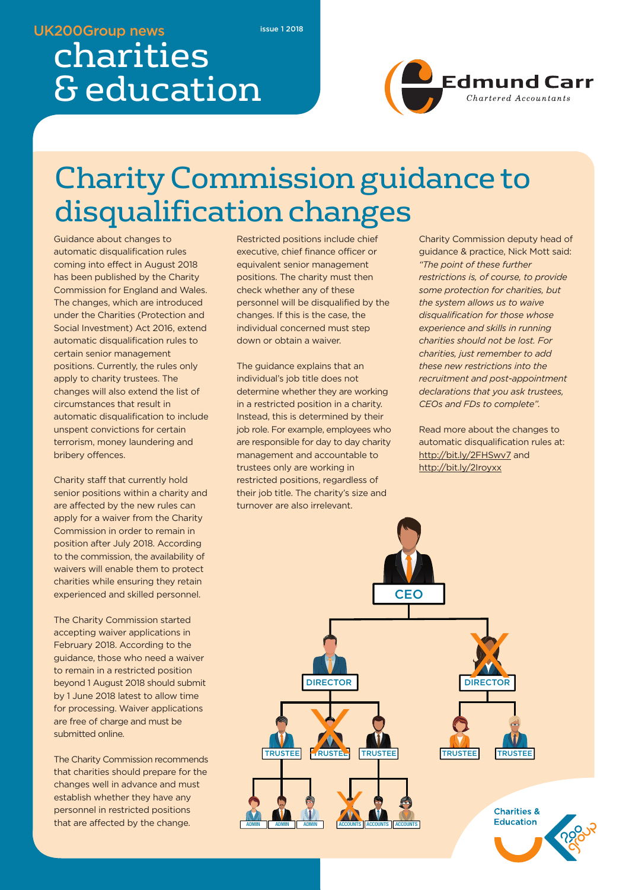UK200Group news

issue 1 2018

# charities & education

Edmund Carr
Chartered Accountants

## Charity Commission guidance to disqualification changes

Guidance about changes to automatic disqualification rules coming into effect in August 2018 has been published by the Charity Commission for England and Wales. The changes, which are introduced under the Charities (Protection and Social Investment) Act 2016, extend automatic disqualification rules to certain senior management positions. Currently, the rules only apply to charity trustees. The changes will also extend the list of circumstances that result in automatic disqualification to include unspent convictions for certain terrorism, money laundering and bribery offences.

Charity staff that currently hold senior positions within a charity and are affected by the new rules can apply for a waiver from the Charity Commission in order to remain in position after July 2018. According to the commission, the availability of waivers will enable them to protect charities while ensuring they retain experienced and skilled personnel.

The Charity Commission started accepting waiver applications in February 2018. According to the guidance, those who need a waiver to remain in a restricted position beyond 1 August 2018 should submit by 1 June 2018 latest to allow time for processing. Waiver applications are free of charge and must be submitted online.

The Charity Commission recommends that charities should prepare for the changes well in advance and must establish whether they have any personnel in restricted positions that are affected by the change.

Restricted positions include chief executive, chief finance officer or equivalent senior management positions. The charity must then check whether any of these personnel will be disqualified by the changes. If this is the case, the individual concerned must step down or obtain a waiver.

The guidance explains that an individual's job title does not determine whether they are working in a restricted position in a charity. Instead, this is determined by their job role. For example, employees who are responsible for day to day charity management and accountable to trustees only are working in restricted positions, regardless of their job title. The charity's size and turnover are also irrelevant.

Charity Commission deputy head of guidance & practice, Nick Mott said: *"The point of these further restrictions is, of course, to provide some protection for charities, but the system allows us to waive disqualification for those whose experience and skills in running charities should not be lost. For charities, just remember to add these new restrictions into the recruitment and post-appointment declarations that you ask trustees, CEOs and FDs to complete".*

Read more about the changes to automatic disqualification rules at: http://bit.ly/2FHSwv7 and http://bit.ly/2lroyxx

Charities & Education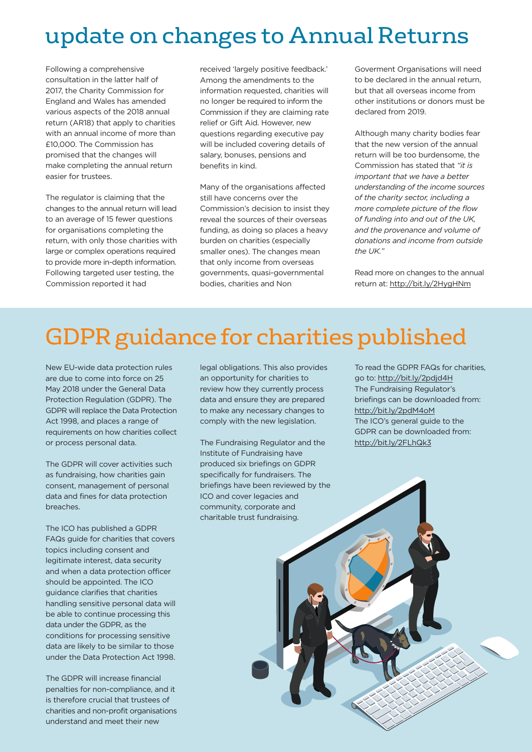# update on changes to Annual Returns

Following a comprehensive consultation in the latter half of 2017, the Charity Commission for England and Wales has amended various aspects of the 2018 annual return (AR18) that apply to charities with an annual income of more than £10,000. The Commission has promised that the changes will make completing the annual return easier for trustees.

The regulator is claiming that the changes to the annual return will lead to an average of 15 fewer questions for organisations completing the return, with only those charities with large or complex operations required to provide more in-depth information. Following targeted user testing, the Commission reported it had received 'largely positive feedback.' Among the amendments to the information requested, charities will no longer be required to inform the Commission if they are claiming rate relief or Gift Aid. However, new questions regarding executive pay will be included covering details of salary, bonuses, pensions and benefits in kind.

Many of the organisations affected still have concerns over the Commission's decision to insist they reveal the sources of their overseas funding, as doing so places a heavy burden on charities (especially smaller ones). The changes mean that only income from overseas governments, quasi-governmental bodies, charities and Non Goverment Organisations will need to be declared in the annual return, but that all overseas income from other institutions or donors must be declared from 2019.

Although many charity bodies fear that the new version of the annual return will be too burdensome, the Commission has stated that *"it is important that we have a better understanding of the income sources of the charity sector, including a more complete picture of the flow of funding into and out of the UK, and the provenance and volume of donations and income from outside the UK."*

Read more on changes to the annual return at: http://bit.ly/2HygHNm

# GDPR guidance for charities published

New EU-wide data protection rules are due to come into force on 25 May 2018 under the General Data Protection Regulation (GDPR). The GDPR will replace the Data Protection Act 1998, and places a range of requirements on how charities collect or process personal data.

The GDPR will cover activities such as fundraising, how charities gain consent, management of personal data and fines for data protection breaches.

The ICO has published a GDPR FAQs guide for charities that covers topics including consent and legitimate interest, data security and when a data protection officer should be appointed. The ICO guidance clarifies that charities handling sensitive personal data will be able to continue processing this data under the GDPR, as the conditions for processing sensitive data are likely to be similar to those under the Data Protection Act 1998.

The GDPR will increase financial penalties for non-compliance, and it is therefore crucial that trustees of charities and non-profit organisations understand and meet their new legal obligations. This also provides an opportunity for charities to review how they currently process data and ensure they are prepared to make any necessary changes to comply with the new legislation.

The Fundraising Regulator and the Institute of Fundraising have produced six briefings on GDPR specifically for fundraisers. The briefings have been reviewed by the ICO and cover legacies and community, corporate and charitable trust fundraising.

To read the GDPR FAQs for charities, go to: http://bit.ly/2pdjd4H
The Fundraising Regulator's briefings can be downloaded from: http://bit.ly/2pdM4oM
The ICO's general guide to the GDPR can be downloaded from: http://bit.ly/2FLhQk3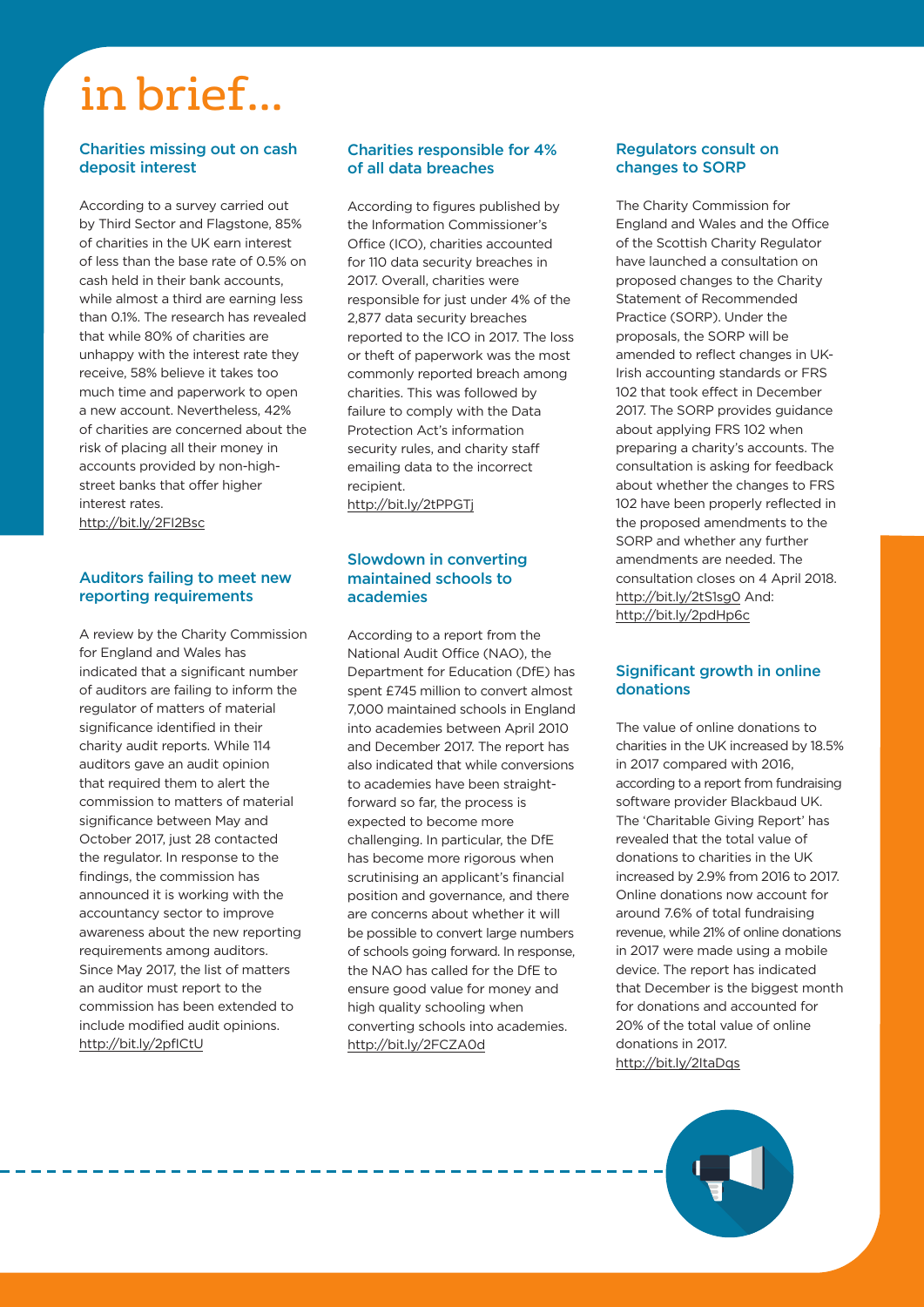# in brief...

## Charities missing out on cash deposit interest

According to a survey carried out by Third Sector and Flagstone, 85% of charities in the UK earn interest of less than the base rate of 0.5% on cash held in their bank accounts, while almost a third are earning less than 0.1%. The research has revealed that while 80% of charities are unhappy with the interest rate they receive, 58% believe it takes too much time and paperwork to open a new account. Nevertheless, 42% of charities are concerned about the risk of placing all their money in accounts provided by non-high-street banks that offer higher interest rates.
http://bit.ly/2FI2Bsc

## Auditors failing to meet new reporting requirements

A review by the Charity Commission for England and Wales has indicated that a significant number of auditors are failing to inform the regulator of matters of material significance identified in their charity audit reports. While 114 auditors gave an audit opinion that required them to alert the commission to matters of material significance between May and October 2017, just 28 contacted the regulator. In response to the findings, the commission has announced it is working with the accountancy sector to improve awareness about the new reporting requirements among auditors. Since May 2017, the list of matters an auditor must report to the commission has been extended to include modified audit opinions.
http://bit.ly/2pfICtU

## Charities responsible for 4% of all data breaches

According to figures published by the Information Commissioner's Office (ICO), charities accounted for 110 data security breaches in 2017. Overall, charities were responsible for just under 4% of the 2,877 data security breaches reported to the ICO in 2017. The loss or theft of paperwork was the most commonly reported breach among charities. This was followed by failure to comply with the Data Protection Act's information security rules, and charity staff emailing data to the incorrect recipient.
http://bit.ly/2tPPGTj

## Slowdown in converting maintained schools to academies

According to a report from the National Audit Office (NAO), the Department for Education (DfE) has spent £745 million to convert almost 7,000 maintained schools in England into academies between April 2010 and December 2017. The report has also indicated that while conversions to academies have been straight-forward so far, the process is expected to become more challenging. In particular, the DfE has become more rigorous when scrutinising an applicant's financial position and governance, and there are concerns about whether it will be possible to convert large numbers of schools going forward. In response, the NAO has called for the DfE to ensure good value for money and high quality schooling when converting schools into academies.
http://bit.ly/2FCZA0d

## Regulators consult on changes to SORP

The Charity Commission for England and Wales and the Office of the Scottish Charity Regulator have launched a consultation on proposed changes to the Charity Statement of Recommended Practice (SORP). Under the proposals, the SORP will be amended to reflect changes in UK-Irish accounting standards or FRS 102 that took effect in December 2017. The SORP provides guidance about applying FRS 102 when preparing a charity's accounts. The consultation is asking for feedback about whether the changes to FRS 102 have been properly reflected in the proposed amendments to the SORP and whether any further amendments are needed. The consultation closes on 4 April 2018.
http://bit.ly/2tS1sg0 And: http://bit.ly/2pdHp6c

## Significant growth in online donations

The value of online donations to charities in the UK increased by 18.5% in 2017 compared with 2016, according to a report from fundraising software provider Blackbaud UK. The 'Charitable Giving Report' has revealed that the total value of donations to charities in the UK increased by 2.9% from 2016 to 2017. Online donations now account for around 7.6% of total fundraising revenue, while 21% of online donations in 2017 were made using a mobile device. The report has indicated that December is the biggest month for donations and accounted for 20% of the total value of online donations in 2017.
http://bit.ly/2ltaDqs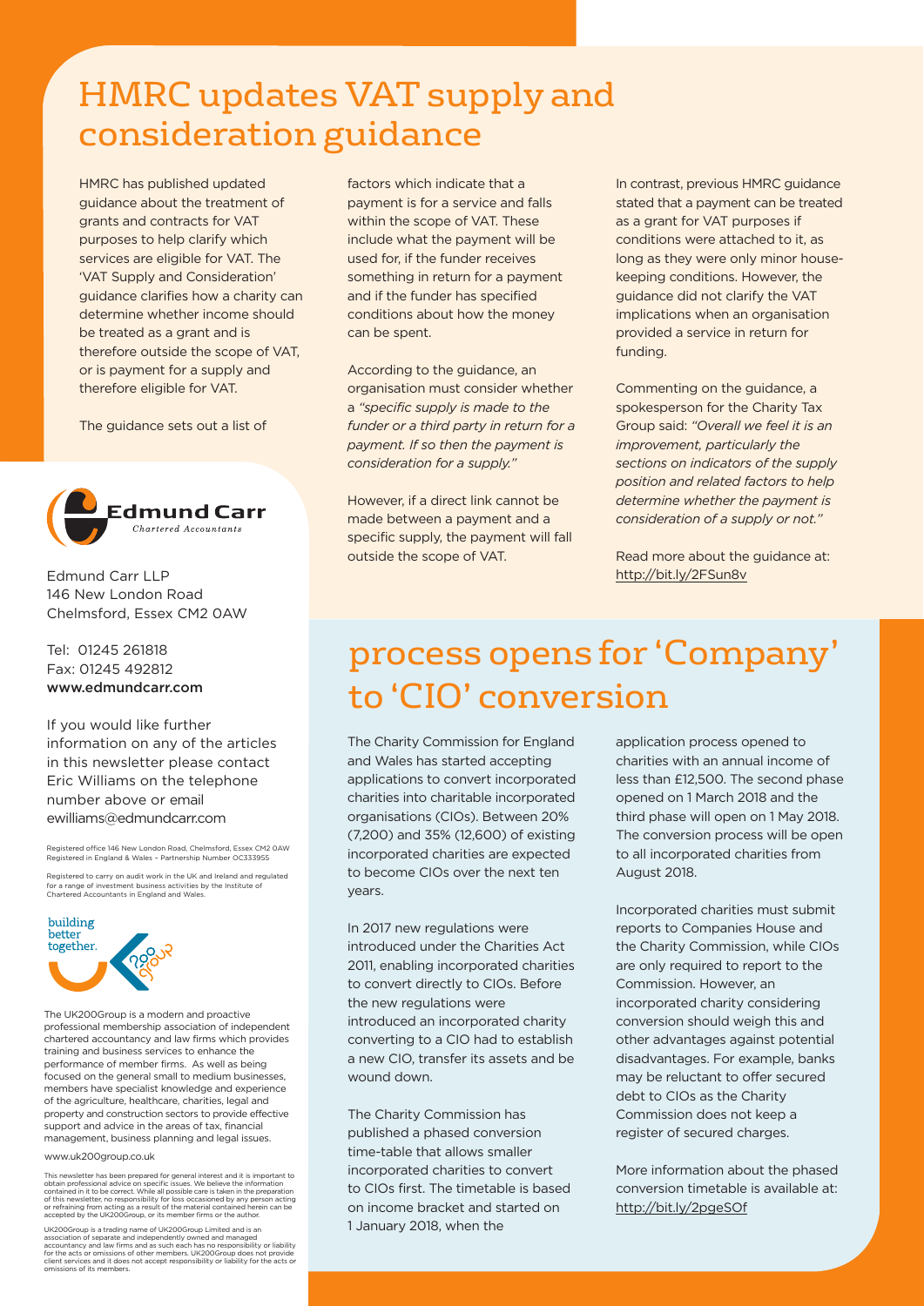# HMRC updates VAT supply and consideration guidance

HMRC has published updated guidance about the treatment of grants and contracts for VAT purposes to help clarify which services are eligible for VAT. The 'VAT Supply and Consideration' guidance clarifies how a charity can determine whether income should be treated as a grant and is therefore outside the scope of VAT, or is payment for a supply and therefore eligible for VAT.

The guidance sets out a list of factors which indicate that a payment is for a service and falls within the scope of VAT. These include what the payment will be used for, if the funder receives something in return for a payment and if the funder has specified conditions about how the money can be spent.

According to the guidance, an organisation must consider whether a *"specific supply is made to the funder or a third party in return for a payment. If so then the payment is consideration for a supply."*

However, if a direct link cannot be made between a payment and a specific supply, the payment will fall outside the scope of VAT.

In contrast, previous HMRC guidance stated that a payment can be treated as a grant for VAT purposes if conditions were attached to it, as long as they were only minor house-keeping conditions. However, the guidance did not clarify the VAT implications when an organisation provided a service in return for funding.

Commenting on the guidance, a spokesperson for the Charity Tax Group said: *"Overall we feel it is an improvement, particularly the sections on indicators of the supply position and related factors to help determine whether the payment is consideration of a supply or not."*

Read more about the guidance at: http://bit.ly/2FSun8v

Edmund Carr
Chartered Accountants

Edmund Carr LLP
146 New London Road
Chelmsford, Essex CM2 0AW

Tel: 01245 261818
Fax: 01245 492812
**www.edmundcarr.com**

If you would like further information on any of the articles in this newsletter please contact Eric Williams on the telephone number above or email ewilliams@edmundcarr.com

Registered office 146 New London Road, Chelmsford, Essex CM2 0AW
Registered in England & Wales – Partnership Number OC333955

Registered to carry on audit work in the UK and Ireland and regulated for a range of investment business activities by the Institute of Chartered Accountants in England and Wales.

building better together.

The UK200Group is a modern and proactive professional membership association of independent chartered accountancy and law firms which provides training and business services to enhance the performance of member firms. As well as being focused on the general small to medium businesses, members have specialist knowledge and experience of the agriculture, healthcare, charities, legal and property and construction sectors to provide effective support and advice in the areas of tax, financial management, business planning and legal issues.

www.uk200group.co.uk

This newsletter has been prepared for general interest and it is important to obtain professional advice on specific issues. We believe the information contained in it to be correct. While all possible care is taken in the preparation of this newsletter, no responsibility for loss occasioned by any person acting or refraining from acting as a result of the material contained herein can be accepted by the UK200Group, or its member firms or the author.

UK200Group is a trading name of UK200Group Limited and is an association of separate and independently owned and managed accountancy and law firms and as such each has no responsibility or liability for the acts or omissions of other members. UK200Group does not provide client services and it does not accept responsibility or liability for the acts or omissions of its members.

# process opens for 'Company' to 'CIO' conversion

The Charity Commission for England and Wales has started accepting applications to convert incorporated charities into charitable incorporated organisations (CIOs). Between 20% (7,200) and 35% (12,600) of existing incorporated charities are expected to become CIOs over the next ten years.

In 2017 new regulations were introduced under the Charities Act 2011, enabling incorporated charities to convert directly to CIOs. Before the new regulations were introduced an incorporated charity converting to a CIO had to establish a new CIO, transfer its assets and be wound down.

The Charity Commission has published a phased conversion time-table that allows smaller incorporated charities to convert to CIOs first. The timetable is based on income bracket and started on 1 January 2018, when the application process opened to charities with an annual income of less than £12,500. The second phase opened on 1 March 2018 and the third phase will open on 1 May 2018. The conversion process will be open to all incorporated charities from August 2018.

Incorporated charities must submit reports to Companies House and the Charity Commission, while CIOs are only required to report to the Commission. However, an incorporated charity considering conversion should weigh this and other advantages against potential disadvantages. For example, banks may be reluctant to offer secured debt to CIOs as the Charity Commission does not keep a register of secured charges.

More information about the phased conversion timetable is available at: http://bit.ly/2pgeSOf